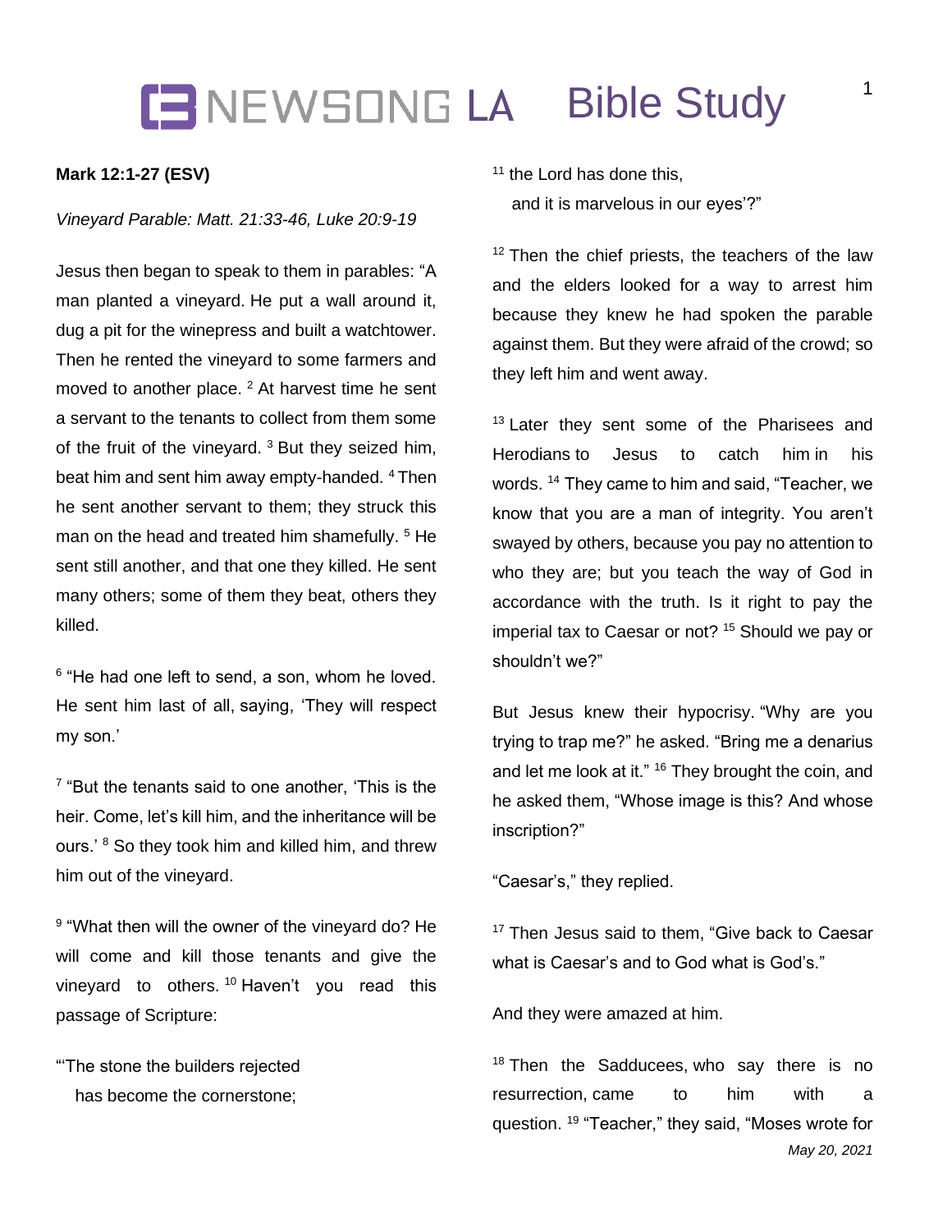# NEWSONG LA Bible Study

**Mark 12:1-27 (ESV)**

*Vineyard Parable: Matt. 21:33-46, Luke 20:9-19*

Jesus then began to speak to them in parables: "A man planted a vineyard. He put a wall around it, dug a pit for the winepress and built a watchtower. Then he rented the vineyard to some farmers and moved to another place. [2] At harvest time he sent a servant to the tenants to collect from them some of the fruit of the vineyard. [3] But they seized him, beat him and sent him away empty-handed. [4] Then he sent another servant to them; they struck this man on the head and treated him shamefully. [5] He sent still another, and that one they killed. He sent many others; some of them they beat, others they killed.

[6] "He had one left to send, a son, whom he loved. He sent him last of all, saying, 'They will respect my son.'

[7] "But the tenants said to one another, 'This is the heir. Come, let's kill him, and the inheritance will be ours.' [8] So they took him and killed him, and threw him out of the vineyard.

[9] "What then will the owner of the vineyard do? He will come and kill those tenants and give the vineyard to others. [10] Haven't you read this passage of Scripture:

"'The stone the builders rejected
has become the cornerstone;
[11] the Lord has done this,
and it is marvelous in our eyes'?"

[12] Then the chief priests, the teachers of the law and the elders looked for a way to arrest him because they knew he had spoken the parable against them. But they were afraid of the crowd; so they left him and went away.

[13] Later they sent some of the Pharisees and Herodians to Jesus to catch him in his words. [14] They came to him and said, "Teacher, we know that you are a man of integrity. You aren't swayed by others, because you pay no attention to who they are; but you teach the way of God in accordance with the truth. Is it right to pay the imperial tax to Caesar or not? [15] Should we pay or shouldn't we?"

But Jesus knew their hypocrisy. "Why are you trying to trap me?" he asked. "Bring me a denarius and let me look at it." [16] They brought the coin, and he asked them, "Whose image is this? And whose inscription?"

"Caesar's," they replied.

[17] Then Jesus said to them, "Give back to Caesar what is Caesar's and to God what is God's."

And they were amazed at him.

[18] Then the Sadducees, who say there is no resurrection, came to him with a question. [19] "Teacher," they said, "Moses wrote for

*May 20, 2021*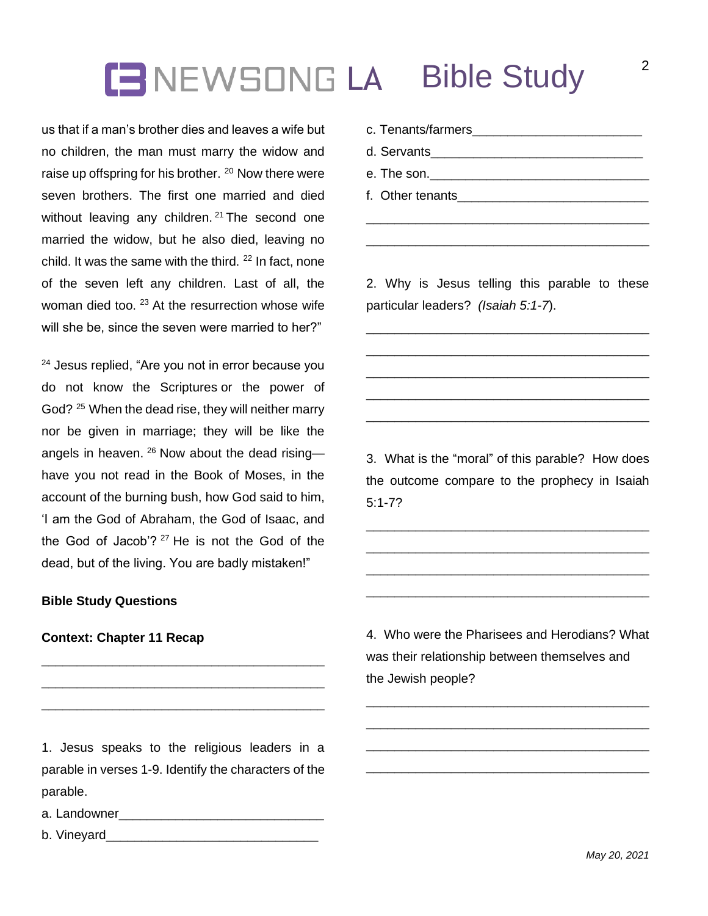us that if a man's brother dies and leaves a wife but no children, the man must marry the widow and raise up offspring for his brother. [20] Now there were seven brothers. The first one married and died without leaving any children. [21] The second one married the widow, but he also died, leaving no child. It was the same with the third. [22] In fact, none of the seven left any children. Last of all, the woman died too. [23] At the resurrection whose wife will she be, since the seven were married to her?"

[24] Jesus replied, "Are you not in error because you do not know the Scriptures or the power of God? [25] When the dead rise, they will neither marry nor be given in marriage; they will be like the angels in heaven. [26] Now about the dead rising—have you not read in the Book of Moses, in the account of the burning bush, how God said to him, 'I am the God of Abraham, the God of Isaac, and the God of Jacob'? [27] He is not the God of the dead, but of the living. You are badly mistaken!"

**Bible Study Questions**

**Context: Chapter 11 Recap**

_______________________________________

_______________________________________

_______________________________________

1. Jesus speaks to the religious leaders in a parable in verses 1-9. Identify the characters of the parable.

a. Landowner____________________________

b. Vineyard_____________________________

c. Tenants/farmers_______________________

d. Servants_____________________________

e. The son._____________________________

f. Other tenants__________________________

_______________________________________

_______________________________________

2. Why is Jesus telling this parable to these particular leaders? *(Isaiah 5:1-7*).

_______________________________________

_______________________________________

_______________________________________

_______________________________________

_______________________________________

3. What is the "moral" of this parable? How does the outcome compare to the prophecy in Isaiah 5:1-7?

_______________________________________

_______________________________________

_______________________________________

_______________________________________

4. Who were the Pharisees and Herodians? What was their relationship between themselves and the Jewish people?

_______________________________________

_______________________________________

_______________________________________

_______________________________________

*May 20, 2021*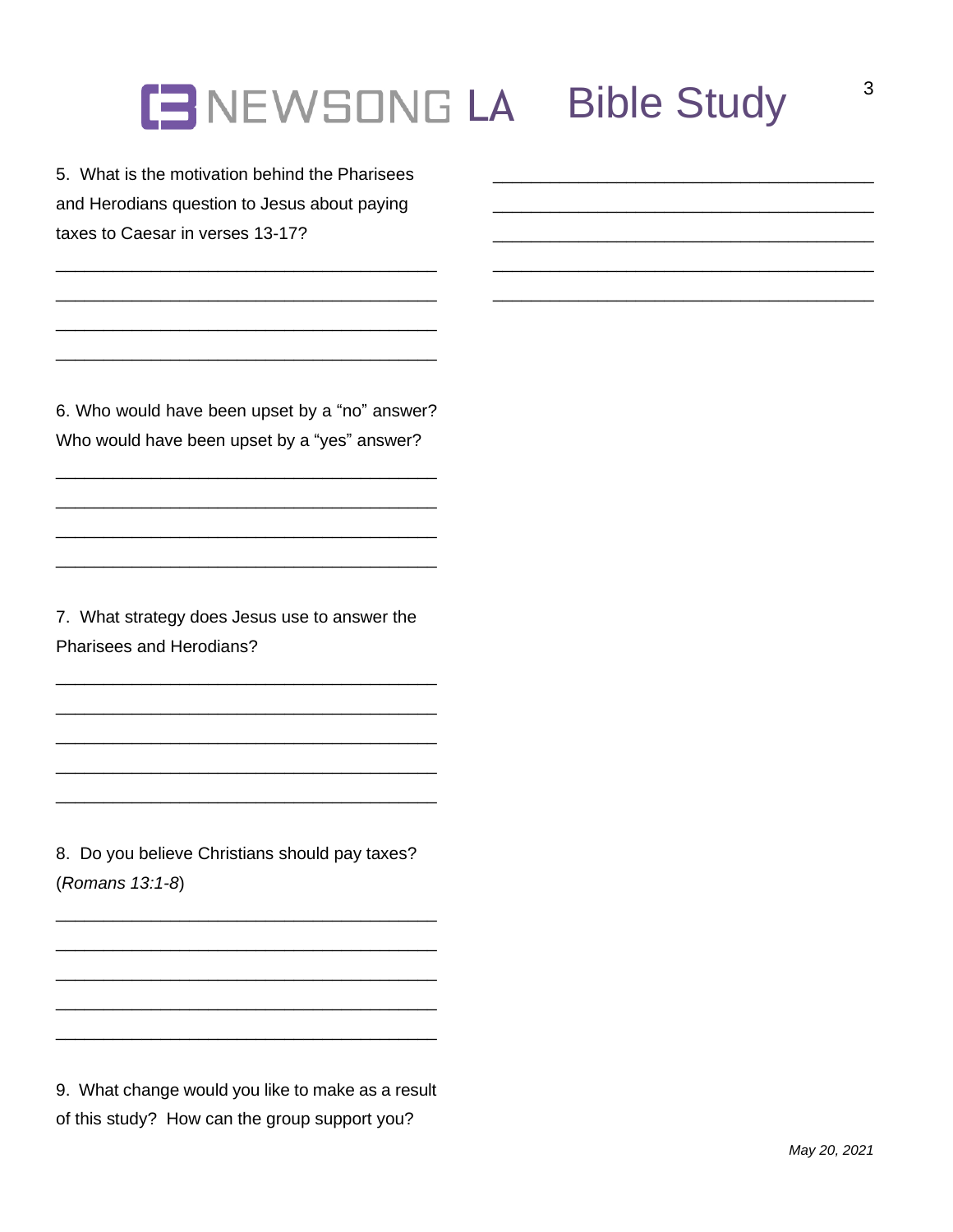5. What is the motivation behind the Pharisees and Herodians question to Jesus about paying taxes to Caesar in verses 13-17?

\_\_\_\_\_\_\_\_\_\_\_\_\_\_\_\_\_\_\_\_\_\_\_\_\_\_\_\_\_\_\_\_\_\_\_\_\_\_\_\_

\_\_\_\_\_\_\_\_\_\_\_\_\_\_\_\_\_\_\_\_\_\_\_\_\_\_\_\_\_\_\_\_\_\_\_\_\_\_\_\_

\_\_\_\_\_\_\_\_\_\_\_\_\_\_\_\_\_\_\_\_\_\_\_\_\_\_\_\_\_\_\_\_\_\_\_\_\_\_\_\_

\_\_\_\_\_\_\_\_\_\_\_\_\_\_\_\_\_\_\_\_\_\_\_\_\_\_\_\_\_\_\_\_\_\_\_\_\_\_\_\_

6. Who would have been upset by a “no” answer? Who would have been upset by a “yes” answer?

\_\_\_\_\_\_\_\_\_\_\_\_\_\_\_\_\_\_\_\_\_\_\_\_\_\_\_\_\_\_\_\_\_\_\_\_\_\_\_\_

\_\_\_\_\_\_\_\_\_\_\_\_\_\_\_\_\_\_\_\_\_\_\_\_\_\_\_\_\_\_\_\_\_\_\_\_\_\_\_\_

\_\_\_\_\_\_\_\_\_\_\_\_\_\_\_\_\_\_\_\_\_\_\_\_\_\_\_\_\_\_\_\_\_\_\_\_\_\_\_\_

\_\_\_\_\_\_\_\_\_\_\_\_\_\_\_\_\_\_\_\_\_\_\_\_\_\_\_\_\_\_\_\_\_\_\_\_\_\_\_\_

7. What strategy does Jesus use to answer the Pharisees and Herodians?

\_\_\_\_\_\_\_\_\_\_\_\_\_\_\_\_\_\_\_\_\_\_\_\_\_\_\_\_\_\_\_\_\_\_\_\_\_\_\_\_

\_\_\_\_\_\_\_\_\_\_\_\_\_\_\_\_\_\_\_\_\_\_\_\_\_\_\_\_\_\_\_\_\_\_\_\_\_\_\_\_

\_\_\_\_\_\_\_\_\_\_\_\_\_\_\_\_\_\_\_\_\_\_\_\_\_\_\_\_\_\_\_\_\_\_\_\_\_\_\_\_

\_\_\_\_\_\_\_\_\_\_\_\_\_\_\_\_\_\_\_\_\_\_\_\_\_\_\_\_\_\_\_\_\_\_\_\_\_\_\_\_

\_\_\_\_\_\_\_\_\_\_\_\_\_\_\_\_\_\_\_\_\_\_\_\_\_\_\_\_\_\_\_\_\_\_\_\_\_\_\_\_

8. Do you believe Christians should pay taxes? (*Romans 13:1-8*)

\_\_\_\_\_\_\_\_\_\_\_\_\_\_\_\_\_\_\_\_\_\_\_\_\_\_\_\_\_\_\_\_\_\_\_\_\_\_\_\_

\_\_\_\_\_\_\_\_\_\_\_\_\_\_\_\_\_\_\_\_\_\_\_\_\_\_\_\_\_\_\_\_\_\_\_\_\_\_\_\_

\_\_\_\_\_\_\_\_\_\_\_\_\_\_\_\_\_\_\_\_\_\_\_\_\_\_\_\_\_\_\_\_\_\_\_\_\_\_\_\_

\_\_\_\_\_\_\_\_\_\_\_\_\_\_\_\_\_\_\_\_\_\_\_\_\_\_\_\_\_\_\_\_\_\_\_\_\_\_\_\_

\_\_\_\_\_\_\_\_\_\_\_\_\_\_\_\_\_\_\_\_\_\_\_\_\_\_\_\_\_\_\_\_\_\_\_\_\_\_\_\_

9. What change would you like to make as a result of this study? How can the group support you?

\_\_\_\_\_\_\_\_\_\_\_\_\_\_\_\_\_\_\_\_\_\_\_\_\_\_\_\_\_\_\_\_\_\_\_\_\_\_\_\_

\_\_\_\_\_\_\_\_\_\_\_\_\_\_\_\_\_\_\_\_\_\_\_\_\_\_\_\_\_\_\_\_\_\_\_\_\_\_\_\_

\_\_\_\_\_\_\_\_\_\_\_\_\_\_\_\_\_\_\_\_\_\_\_\_\_\_\_\_\_\_\_\_\_\_\_\_\_\_\_\_

\_\_\_\_\_\_\_\_\_\_\_\_\_\_\_\_\_\_\_\_\_\_\_\_\_\_\_\_\_\_\_\_\_\_\_\_\_\_\_\_

\_\_\_\_\_\_\_\_\_\_\_\_\_\_\_\_\_\_\_\_\_\_\_\_\_\_\_\_\_\_\_\_\_\_\_\_\_\_\_\_